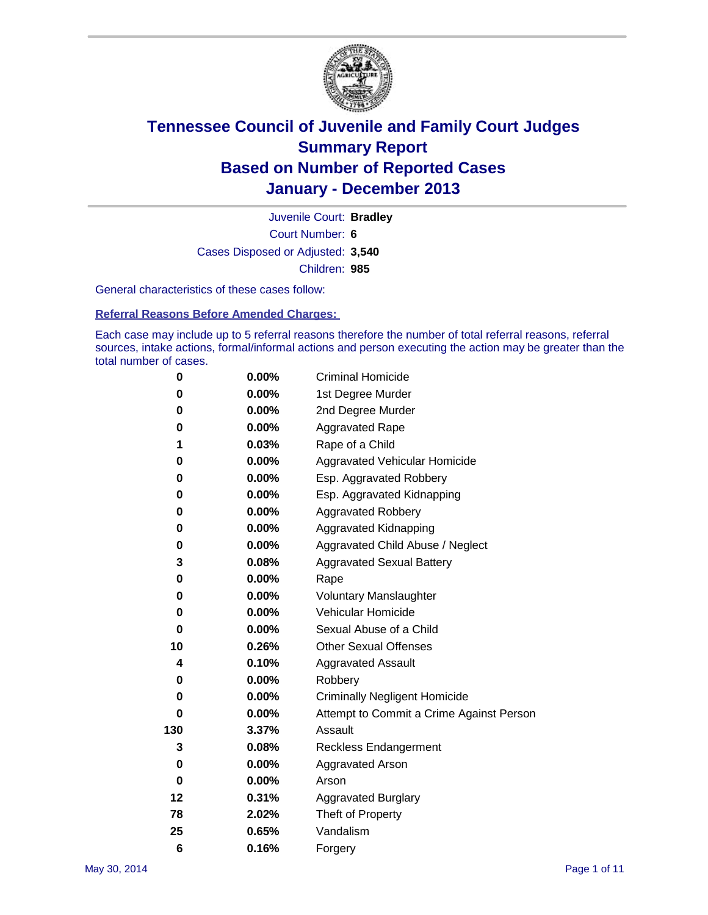# Tennessee Council of Juvenile and Family Court Judges
## Summary Report
## Based on Number of Reported Cases
## January - December 2013

Juvenile Court: **Bradley**

Court Number: **6**

Cases Disposed or Adjusted: **3,540**

Children: **985**

General characteristics of these cases follow:

**Referral Reasons Before Amended Charges:**

Each case may include up to 5 referral reasons therefore the number of total referral reasons, referral sources, intake actions, formal/informal actions and person executing the action may be greater than the total number of cases.

| | | |
|---|---|---|
| 0 | 0.00% | Criminal Homicide |
| 0 | 0.00% | 1st Degree Murder |
| 0 | 0.00% | 2nd Degree Murder |
| 0 | 0.00% | Aggravated Rape |
| 1 | 0.03% | Rape of a Child |
| 0 | 0.00% | Aggravated Vehicular Homicide |
| 0 | 0.00% | Esp. Aggravated Robbery |
| 0 | 0.00% | Esp. Aggravated Kidnapping |
| 0 | 0.00% | Aggravated Robbery |
| 0 | 0.00% | Aggravated Kidnapping |
| 0 | 0.00% | Aggravated Child Abuse / Neglect |
| 3 | 0.08% | Aggravated Sexual Battery |
| 0 | 0.00% | Rape |
| 0 | 0.00% | Voluntary Manslaughter |
| 0 | 0.00% | Vehicular Homicide |
| 0 | 0.00% | Sexual Abuse of a Child |
| 10 | 0.26% | Other Sexual Offenses |
| 4 | 0.10% | Aggravated Assault |
| 0 | 0.00% | Robbery |
| 0 | 0.00% | Criminally Negligent Homicide |
| 0 | 0.00% | Attempt to Commit a Crime Against Person |
| 130 | 3.37% | Assault |
| 3 | 0.08% | Reckless Endangerment |
| 0 | 0.00% | Aggravated Arson |
| 0 | 0.00% | Arson |
| 12 | 0.31% | Aggravated Burglary |
| 78 | 2.02% | Theft of Property |
| 25 | 0.65% | Vandalism |
| 6 | 0.16% | Forgery |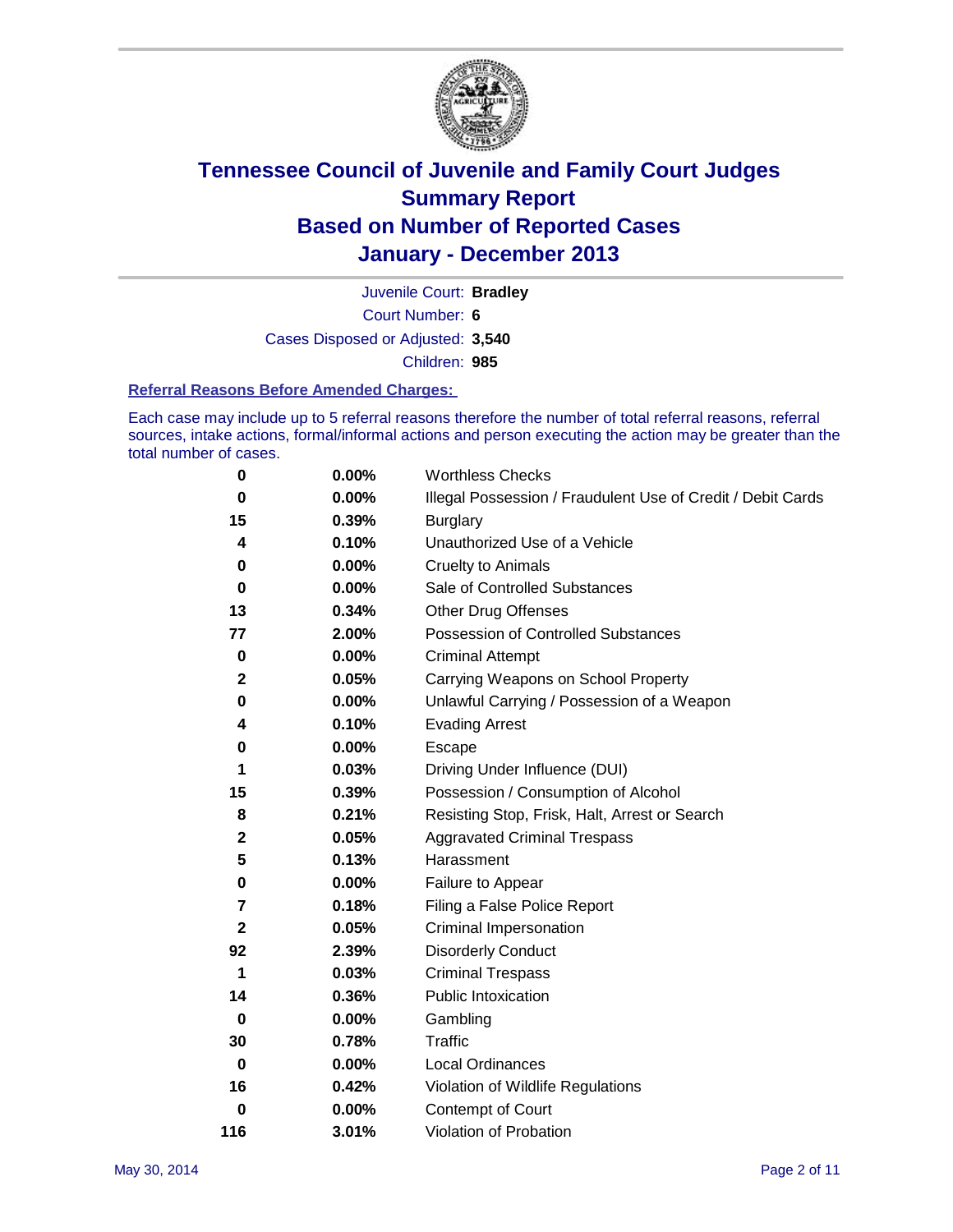# Tennessee Council of Juvenile and Family Court Judges
# Summary Report
# Based on Number of Reported Cases
# January - December 2013

Juvenile Court: **Bradley**

Court Number: **6**

Cases Disposed or Adjusted: **3,540**

Children: **985**

### Referral Reasons Before Amended Charges:

Each case may include up to 5 referral reasons therefore the number of total referral reasons, referral sources, intake actions, formal/informal actions and person executing the action may be greater than the total number of cases.

| | | |
|---|---|---|
| **0** | **0.00%** | Worthless Checks |
| **0** | **0.00%** | Illegal Possession / Fraudulent Use of Credit / Debit Cards |
| **15** | **0.39%** | Burglary |
| **4** | **0.10%** | Unauthorized Use of a Vehicle |
| **0** | **0.00%** | Cruelty to Animals |
| **0** | **0.00%** | Sale of Controlled Substances |
| **13** | **0.34%** | Other Drug Offenses |
| **77** | **2.00%** | Possession of Controlled Substances |
| **0** | **0.00%** | Criminal Attempt |
| **2** | **0.05%** | Carrying Weapons on School Property |
| **0** | **0.00%** | Unlawful Carrying / Possession of a Weapon |
| **4** | **0.10%** | Evading Arrest |
| **0** | **0.00%** | Escape |
| **1** | **0.03%** | Driving Under Influence (DUI) |
| **15** | **0.39%** | Possession / Consumption of Alcohol |
| **8** | **0.21%** | Resisting Stop, Frisk, Halt, Arrest or Search |
| **2** | **0.05%** | Aggravated Criminal Trespass |
| **5** | **0.13%** | Harassment |
| **0** | **0.00%** | Failure to Appear |
| **7** | **0.18%** | Filing a False Police Report |
| **2** | **0.05%** | Criminal Impersonation |
| **92** | **2.39%** | Disorderly Conduct |
| **1** | **0.03%** | Criminal Trespass |
| **14** | **0.36%** | Public Intoxication |
| **0** | **0.00%** | Gambling |
| **30** | **0.78%** | Traffic |
| **0** | **0.00%** | Local Ordinances |
| **16** | **0.42%** | Violation of Wildlife Regulations |
| **0** | **0.00%** | Contempt of Court |
| **116** | **3.01%** | Violation of Probation |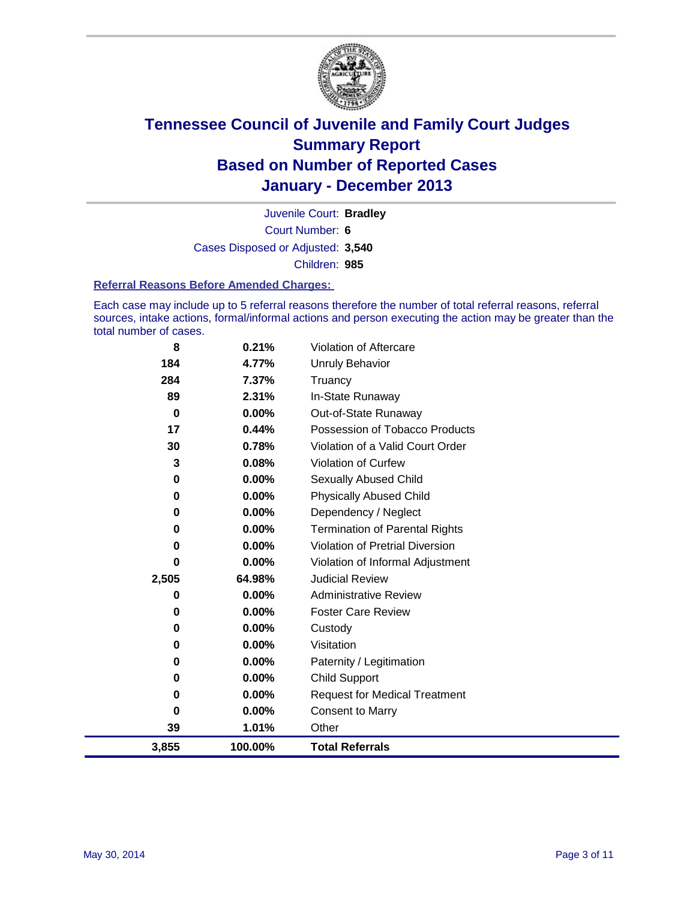# Tennessee Council of Juvenile and Family Court Judges
## Summary Report
## Based on Number of Reported Cases
## January - December 2013

Juvenile Court: **Bradley**
Court Number: **6**
Cases Disposed or Adjusted: **3,540**
Children: **985**

### Referral Reasons Before Amended Charges:

Each case may include up to 5 referral reasons therefore the number of total referral reasons, referral sources, intake actions, formal/informal actions and person executing the action may be greater than the total number of cases.

| | | |
|---|---|---|
| 8 | 0.21% | Violation of Aftercare |
| 184 | 4.77% | Unruly Behavior |
| 284 | 7.37% | Truancy |
| 89 | 2.31% | In-State Runaway |
| 0 | 0.00% | Out-of-State Runaway |
| 17 | 0.44% | Possession of Tobacco Products |
| 30 | 0.78% | Violation of a Valid Court Order |
| 3 | 0.08% | Violation of Curfew |
| 0 | 0.00% | Sexually Abused Child |
| 0 | 0.00% | Physically Abused Child |
| 0 | 0.00% | Dependency / Neglect |
| 0 | 0.00% | Termination of Parental Rights |
| 0 | 0.00% | Violation of Pretrial Diversion |
| 0 | 0.00% | Violation of Informal Adjustment |
| 2,505 | 64.98% | Judicial Review |
| 0 | 0.00% | Administrative Review |
| 0 | 0.00% | Foster Care Review |
| 0 | 0.00% | Custody |
| 0 | 0.00% | Visitation |
| 0 | 0.00% | Paternity / Legitimation |
| 0 | 0.00% | Child Support |
| 0 | 0.00% | Request for Medical Treatment |
| 0 | 0.00% | Consent to Marry |
| 39 | 1.01% | Other |
| **3,855** | **100.00%** | **Total Referrals** |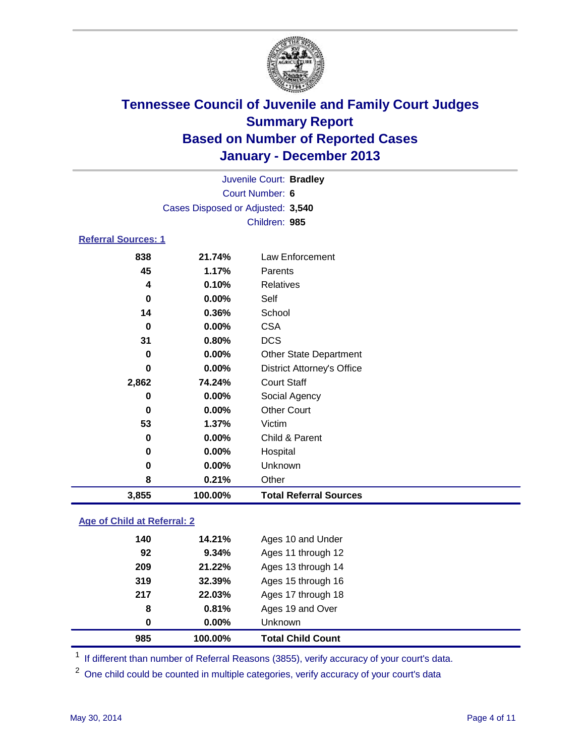# Tennessee Council of Juvenile and Family Court Judges
## Summary Report
## Based on Number of Reported Cases
## January - December 2013

Juvenile Court: **Bradley**
Court Number: **6**
Cases Disposed or Adjusted: **3,540**
Children: **985**

### Referral Sources: 1

| | | |
|---|---|---|
| 838 | 21.74% | Law Enforcement |
| 45 | 1.17% | Parents |
| 4 | 0.10% | Relatives |
| 0 | 0.00% | Self |
| 14 | 0.36% | School |
| 0 | 0.00% | CSA |
| 31 | 0.80% | DCS |
| 0 | 0.00% | Other State Department |
| 0 | 0.00% | District Attorney's Office |
| 2,862 | 74.24% | Court Staff |
| 0 | 0.00% | Social Agency |
| 0 | 0.00% | Other Court |
| 53 | 1.37% | Victim |
| 0 | 0.00% | Child & Parent |
| 0 | 0.00% | Hospital |
| 0 | 0.00% | Unknown |
| 8 | 0.21% | Other |
| **3,855** | **100.00%** | **Total Referral Sources** |

### Age of Child at Referral: 2

| | | |
|---|---|---|
| 140 | 14.21% | Ages 10 and Under |
| 92 | 9.34% | Ages 11 through 12 |
| 209 | 21.22% | Ages 13 through 14 |
| 319 | 32.39% | Ages 15 through 16 |
| 217 | 22.03% | Ages 17 through 18 |
| 8 | 0.81% | Ages 19 and Over |
| 0 | 0.00% | Unknown |
| **985** | **100.00%** | **Total Child Count** |

[1] If different than number of Referral Reasons (3855), verify accuracy of your court's data.

[2] One child could be counted in multiple categories, verify accuracy of your court's data

May 30, 2014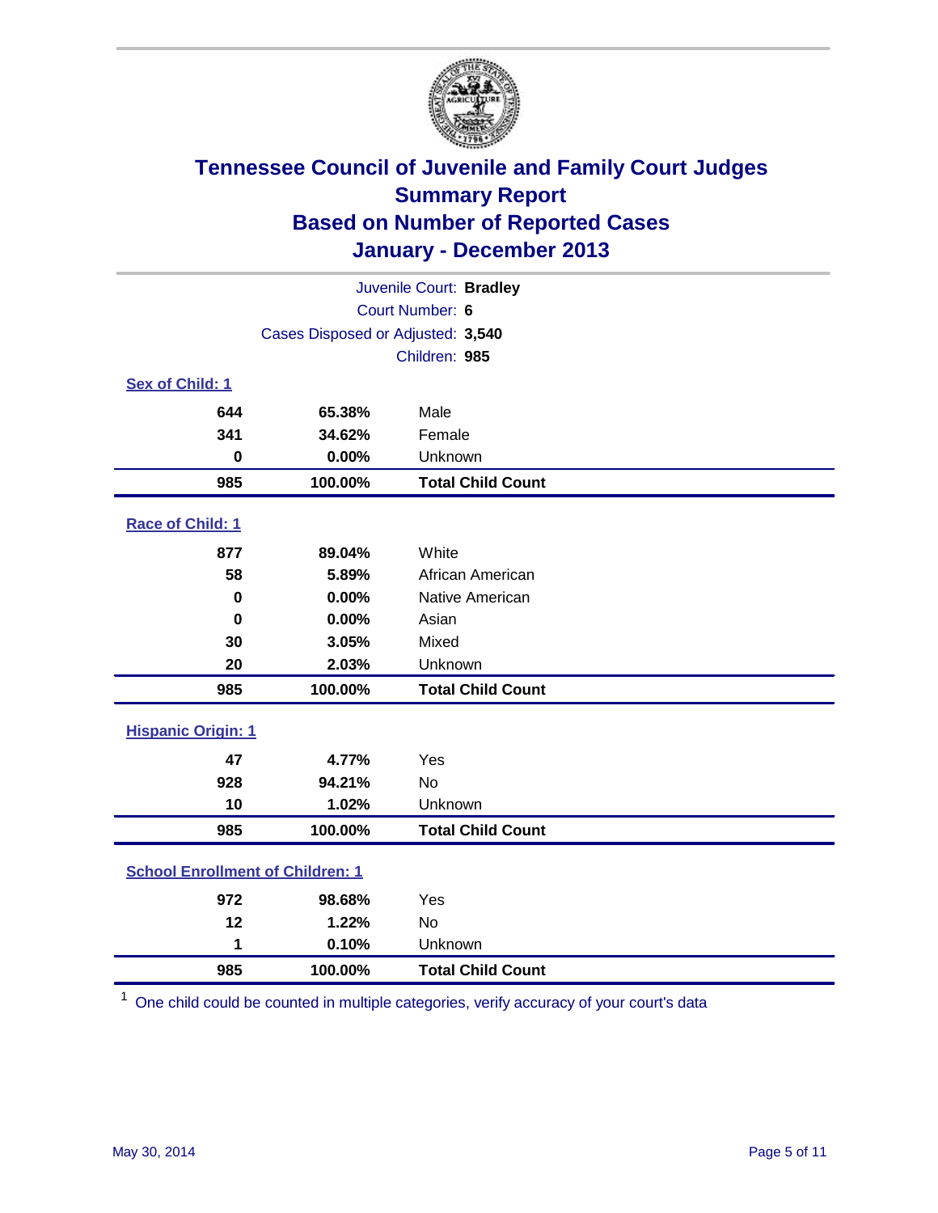# Tennessee Council of Juvenile and Family Court Judges
## Summary Report
## Based on Number of Reported Cases
## January - December 2013

Juvenile Court: **Bradley**

Court Number: **6**

Cases Disposed or Adjusted: **3,540**

Children: **985**

### Sex of Child: 1

| | | |
|---|---|---|
| 644 | 65.38% | Male |
| 341 | 34.62% | Female |
| 0 | 0.00% | Unknown |
| **985** | **100.00%** | **Total Child Count** |

### Race of Child: 1

| | | |
|---|---|---|
| 877 | 89.04% | White |
| 58 | 5.89% | African American |
| 0 | 0.00% | Native American |
| 0 | 0.00% | Asian |
| 30 | 3.05% | Mixed |
| 20 | 2.03% | Unknown |
| **985** | **100.00%** | **Total Child Count** |

### Hispanic Origin: 1

| | | |
|---|---|---|
| 47 | 4.77% | Yes |
| 928 | 94.21% | No |
| 10 | 1.02% | Unknown |
| **985** | **100.00%** | **Total Child Count** |

### School Enrollment of Children: 1

| | | |
|---|---|---|
| 972 | 98.68% | Yes |
| 12 | 1.22% | No |
| 1 | 0.10% | Unknown |
| **985** | **100.00%** | **Total Child Count** |

[1] One child could be counted in multiple categories, verify accuracy of your court's data

May 30, 2014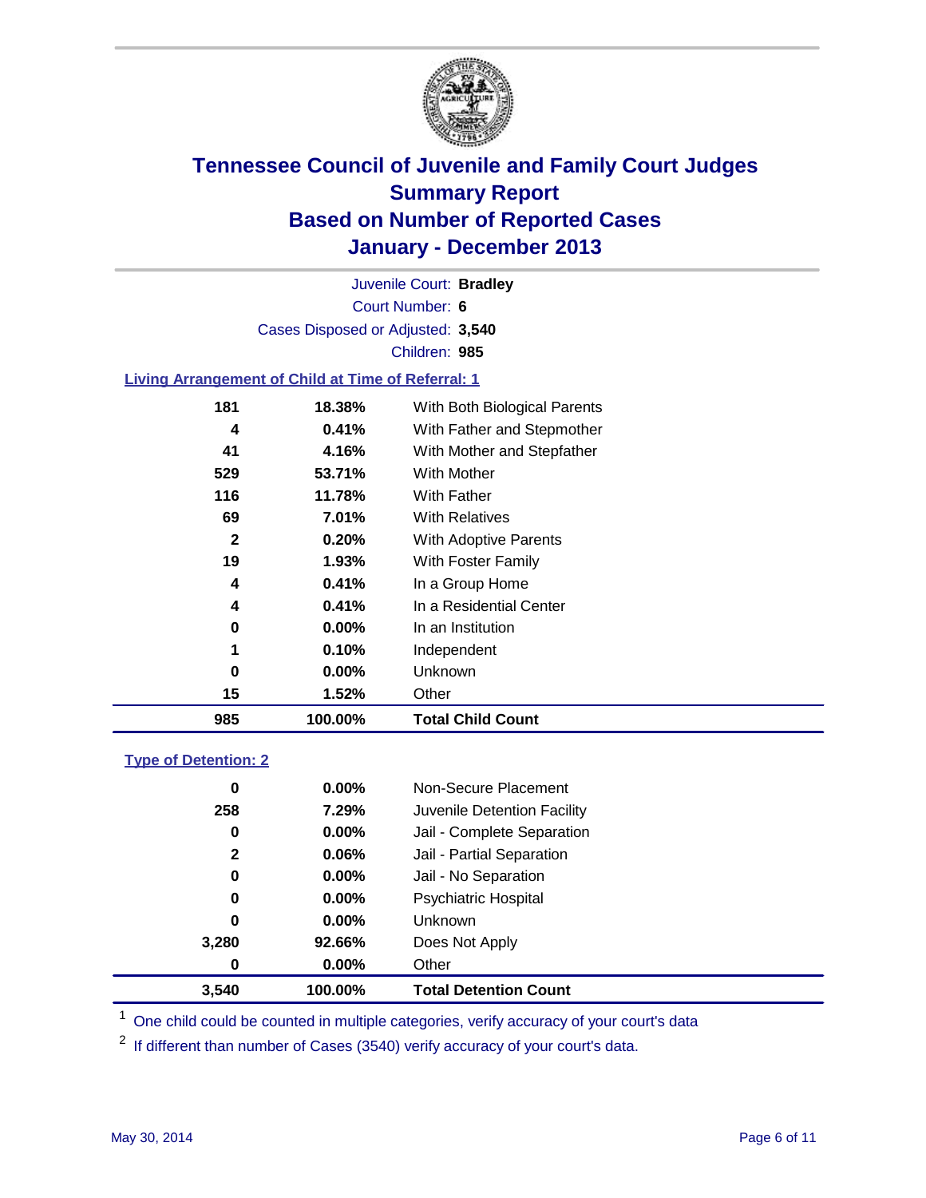# Tennessee Council of Juvenile and Family Court Judges
# Summary Report
# Based on Number of Reported Cases
# January - December 2013

Juvenile Court: **Bradley**

Court Number: **6**

Cases Disposed or Adjusted: **3,540**

Children: **985**

## Living Arrangement of Child at Time of Referral: 1

| | | |
|---|---|---|
| 181 | 18.38% | With Both Biological Parents |
| 4 | 0.41% | With Father and Stepmother |
| 41 | 4.16% | With Mother and Stepfather |
| 529 | 53.71% | With Mother |
| 116 | 11.78% | With Father |
| 69 | 7.01% | With Relatives |
| 2 | 0.20% | With Adoptive Parents |
| 19 | 1.93% | With Foster Family |
| 4 | 0.41% | In a Group Home |
| 4 | 0.41% | In a Residential Center |
| 0 | 0.00% | In an Institution |
| 1 | 0.10% | Independent |
| 0 | 0.00% | Unknown |
| 15 | 1.52% | Other |
| **985** | **100.00%** | **Total Child Count** |

## Type of Detention: 2

| | | |
|---|---|---|
| 0 | 0.00% | Non-Secure Placement |
| 258 | 7.29% | Juvenile Detention Facility |
| 0 | 0.00% | Jail - Complete Separation |
| 2 | 0.06% | Jail - Partial Separation |
| 0 | 0.00% | Jail - No Separation |
| 0 | 0.00% | Psychiatric Hospital |
| 0 | 0.00% | Unknown |
| 3,280 | 92.66% | Does Not Apply |
| 0 | 0.00% | Other |
| **3,540** | **100.00%** | **Total Detention Count** |

[1] One child could be counted in multiple categories, verify accuracy of your court's data

[2] If different than number of Cases (3540) verify accuracy of your court's data.

May 30, 2014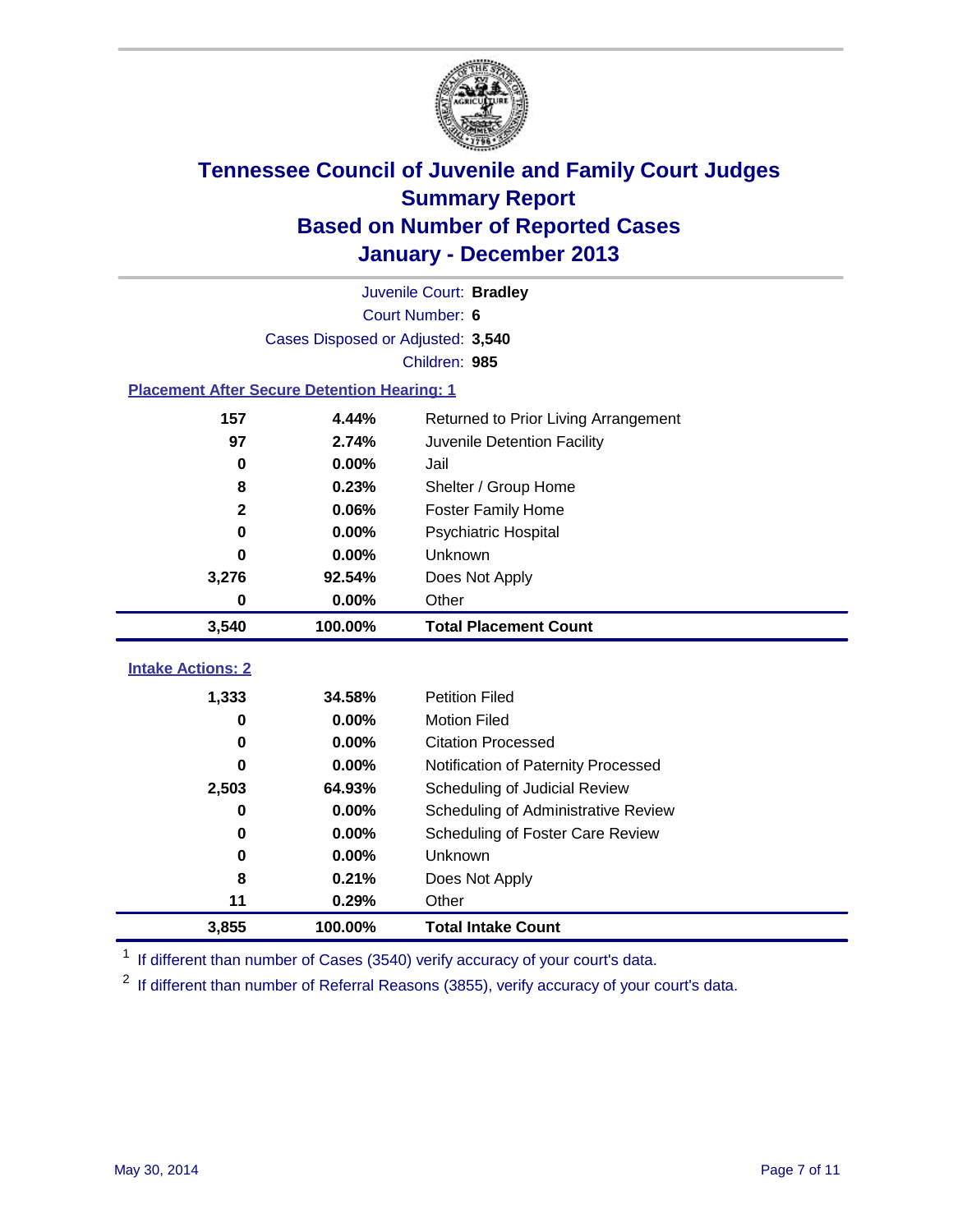# Tennessee Council of Juvenile and Family Court Judges
## Summary Report
## Based on Number of Reported Cases
## January - December 2013

Juvenile Court: **Bradley**
Court Number: **6**
Cases Disposed or Adjusted: **3,540**
Children: **985**

### Placement After Secure Detention Hearing: 1

| Count | Percent | Placement |
|---|---|---|
| 157 | 4.44% | Returned to Prior Living Arrangement |
| 97 | 2.74% | Juvenile Detention Facility |
| 0 | 0.00% | Jail |
| 8 | 0.23% | Shelter / Group Home |
| 2 | 0.06% | Foster Family Home |
| 0 | 0.00% | Psychiatric Hospital |
| 0 | 0.00% | Unknown |
| 3,276 | 92.54% | Does Not Apply |
| 0 | 0.00% | Other |
| **3,540** | **100.00%** | **Total Placement Count** |

### Intake Actions: 2

| Count | Percent | Intake Action |
|---|---|---|
| 1,333 | 34.58% | Petition Filed |
| 0 | 0.00% | Motion Filed |
| 0 | 0.00% | Citation Processed |
| 0 | 0.00% | Notification of Paternity Processed |
| 2,503 | 64.93% | Scheduling of Judicial Review |
| 0 | 0.00% | Scheduling of Administrative Review |
| 0 | 0.00% | Scheduling of Foster Care Review |
| 0 | 0.00% | Unknown |
| 8 | 0.21% | Does Not Apply |
| 11 | 0.29% | Other |
| **3,855** | **100.00%** | **Total Intake Count** |

[1] If different than number of Cases (3540) verify accuracy of your court's data.

[2] If different than number of Referral Reasons (3855), verify accuracy of your court's data.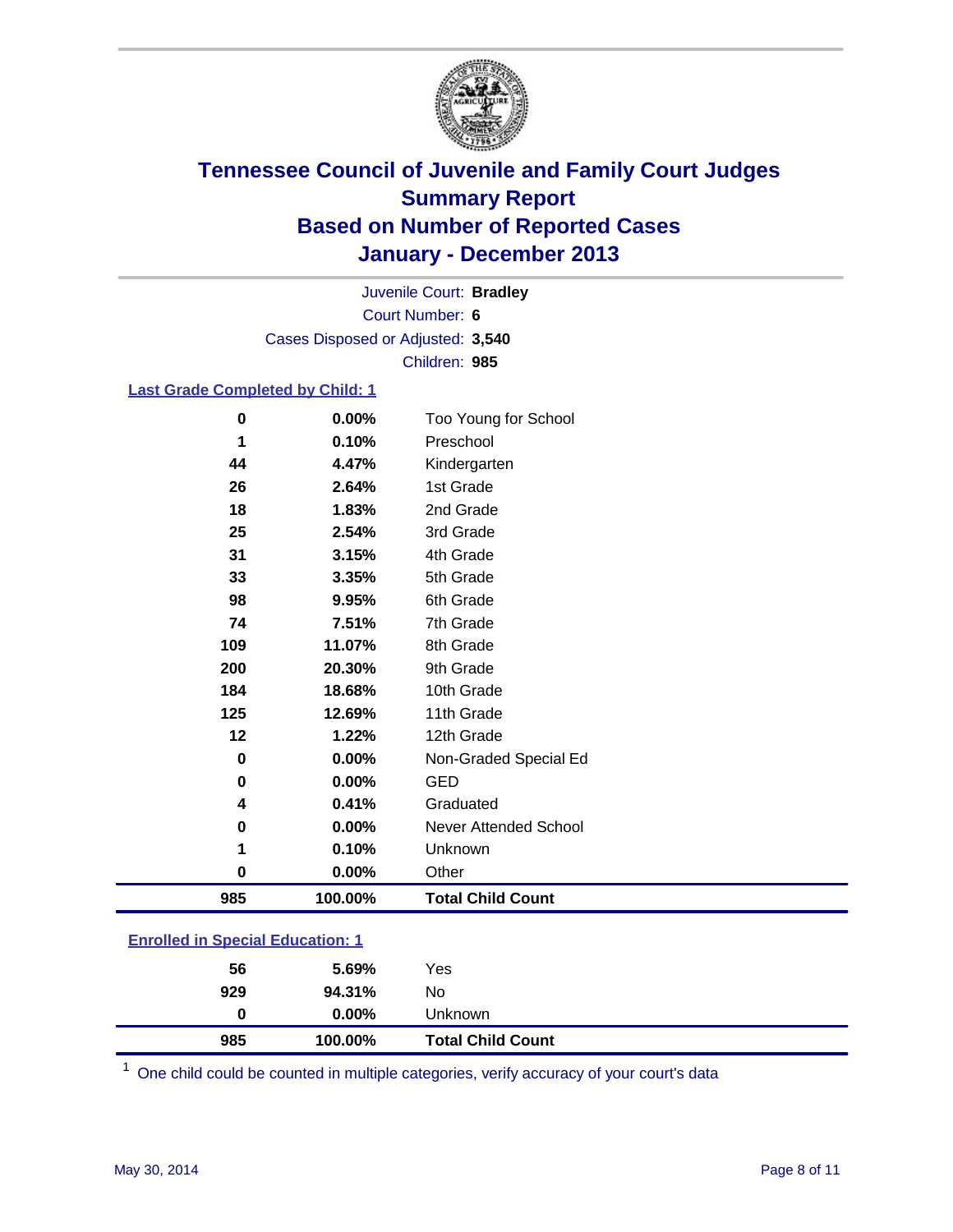# Tennessee Council of Juvenile and Family Court Judges
## Summary Report
## Based on Number of Reported Cases
## January - December 2013

Juvenile Court: **Bradley**
Court Number: **6**
Cases Disposed or Adjusted: **3,540**
Children: **985**

### Last Grade Completed by Child: 1

| | | |
|---|---|---|
| 0 | 0.00% | Too Young for School |
| 1 | 0.10% | Preschool |
| 44 | 4.47% | Kindergarten |
| 26 | 2.64% | 1st Grade |
| 18 | 1.83% | 2nd Grade |
| 25 | 2.54% | 3rd Grade |
| 31 | 3.15% | 4th Grade |
| 33 | 3.35% | 5th Grade |
| 98 | 9.95% | 6th Grade |
| 74 | 7.51% | 7th Grade |
| 109 | 11.07% | 8th Grade |
| 200 | 20.30% | 9th Grade |
| 184 | 18.68% | 10th Grade |
| 125 | 12.69% | 11th Grade |
| 12 | 1.22% | 12th Grade |
| 0 | 0.00% | Non-Graded Special Ed |
| 0 | 0.00% | GED |
| 4 | 0.41% | Graduated |
| 0 | 0.00% | Never Attended School |
| 1 | 0.10% | Unknown |
| 0 | 0.00% | Other |
| **985** | **100.00%** | **Total Child Count** |

### Enrolled in Special Education: 1

| | | |
|---|---|---|
| 56 | 5.69% | Yes |
| 929 | 94.31% | No |
| 0 | 0.00% | Unknown |
| **985** | **100.00%** | **Total Child Count** |

[1] One child could be counted in multiple categories, verify accuracy of your court's data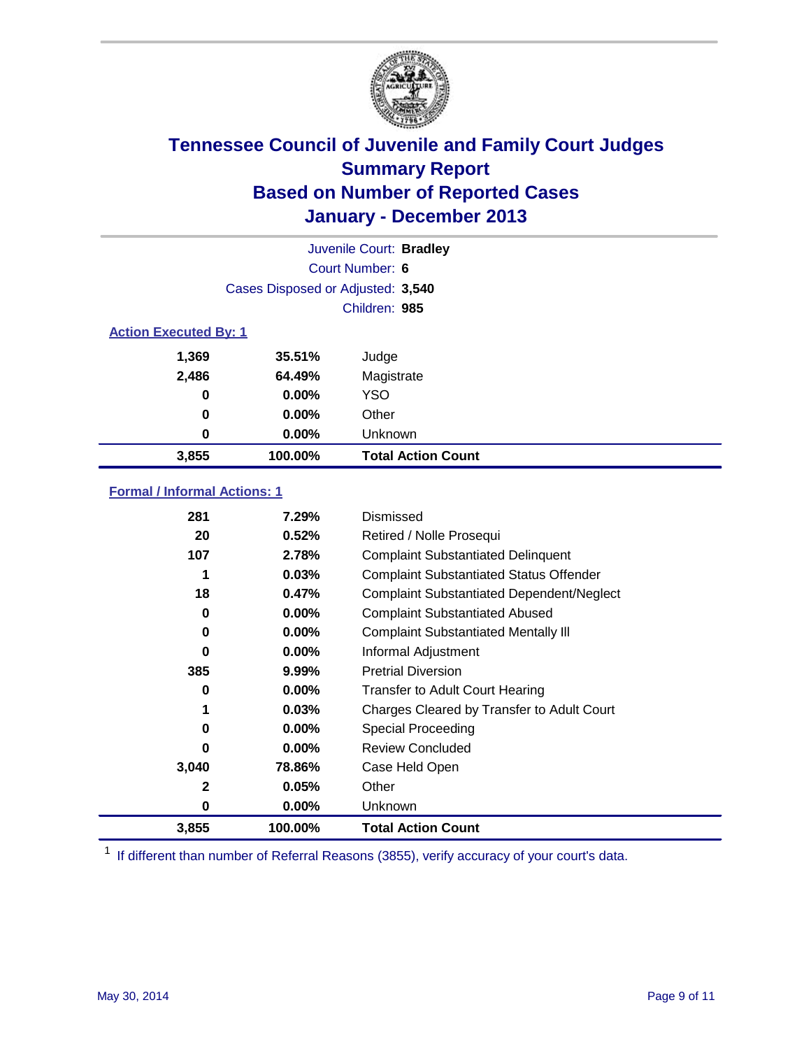# Tennessee Council of Juvenile and Family Court Judges
## Summary Report
## Based on Number of Reported Cases
## January - December 2013

Juvenile Court: **Bradley**

Court Number: **6**

Cases Disposed or Adjusted: **3,540**

Children: **985**

### Action Executed By: 1

| | | |
|---|---|---|
| 1,369 | 35.51% | Judge |
| 2,486 | 64.49% | Magistrate |
| 0 | 0.00% | YSO |
| 0 | 0.00% | Other |
| 0 | 0.00% | Unknown |
| **3,855** | **100.00%** | **Total Action Count** |

### Formal / Informal Actions: 1

| | | |
|---|---|---|
| 281 | 7.29% | Dismissed |
| 20 | 0.52% | Retired / Nolle Prosequi |
| 107 | 2.78% | Complaint Substantiated Delinquent |
| 1 | 0.03% | Complaint Substantiated Status Offender |
| 18 | 0.47% | Complaint Substantiated Dependent/Neglect |
| 0 | 0.00% | Complaint Substantiated Abused |
| 0 | 0.00% | Complaint Substantiated Mentally Ill |
| 0 | 0.00% | Informal Adjustment |
| 385 | 9.99% | Pretrial Diversion |
| 0 | 0.00% | Transfer to Adult Court Hearing |
| 1 | 0.03% | Charges Cleared by Transfer to Adult Court |
| 0 | 0.00% | Special Proceeding |
| 0 | 0.00% | Review Concluded |
| 3,040 | 78.86% | Case Held Open |
| 2 | 0.05% | Other |
| 0 | 0.00% | Unknown |
| **3,855** | **100.00%** | **Total Action Count** |

[1] If different than number of Referral Reasons (3855), verify accuracy of your court's data.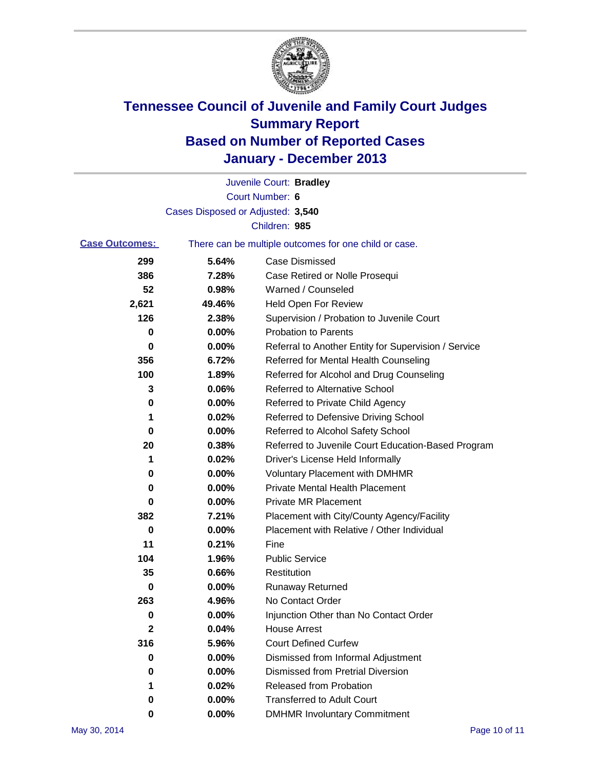# Tennessee Council of Juvenile and Family Court Judges
# Summary Report
# Based on Number of Reported Cases
# January - December 2013

Juvenile Court: **Bradley**

Court Number: **6**

Cases Disposed or Adjusted: **3,540**

Children: **985**

**Case Outcomes:** There can be multiple outcomes for one child or case.

| | | |
|---|---|---|
| 299 | 5.64% | Case Dismissed |
| 386 | 7.28% | Case Retired or Nolle Prosequi |
| 52 | 0.98% | Warned / Counseled |
| 2,621 | 49.46% | Held Open For Review |
| 126 | 2.38% | Supervision / Probation to Juvenile Court |
| 0 | 0.00% | Probation to Parents |
| 0 | 0.00% | Referral to Another Entity for Supervision / Service |
| 356 | 6.72% | Referred for Mental Health Counseling |
| 100 | 1.89% | Referred for Alcohol and Drug Counseling |
| 3 | 0.06% | Referred to Alternative School |
| 0 | 0.00% | Referred to Private Child Agency |
| 1 | 0.02% | Referred to Defensive Driving School |
| 0 | 0.00% | Referred to Alcohol Safety School |
| 20 | 0.38% | Referred to Juvenile Court Education-Based Program |
| 1 | 0.02% | Driver's License Held Informally |
| 0 | 0.00% | Voluntary Placement with DMHMR |
| 0 | 0.00% | Private Mental Health Placement |
| 0 | 0.00% | Private MR Placement |
| 382 | 7.21% | Placement with City/County Agency/Facility |
| 0 | 0.00% | Placement with Relative / Other Individual |
| 11 | 0.21% | Fine |
| 104 | 1.96% | Public Service |
| 35 | 0.66% | Restitution |
| 0 | 0.00% | Runaway Returned |
| 263 | 4.96% | No Contact Order |
| 0 | 0.00% | Injunction Other than No Contact Order |
| 2 | 0.04% | House Arrest |
| 316 | 5.96% | Court Defined Curfew |
| 0 | 0.00% | Dismissed from Informal Adjustment |
| 0 | 0.00% | Dismissed from Pretrial Diversion |
| 1 | 0.02% | Released from Probation |
| 0 | 0.00% | Transferred to Adult Court |
| 0 | 0.00% | DMHMR Involuntary Commitment |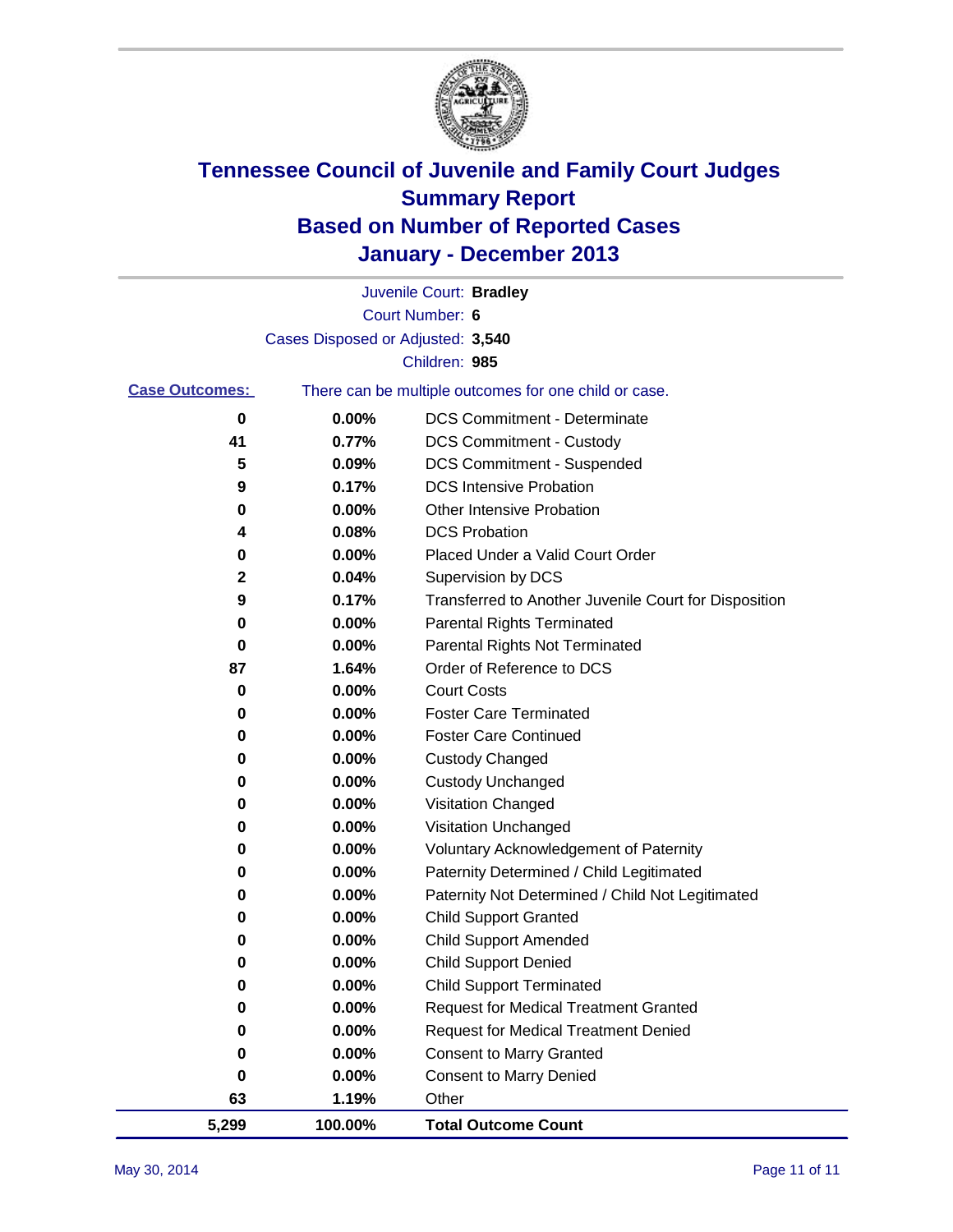# Tennessee Council of Juvenile and Family Court Judges
# Summary Report
# Based on Number of Reported Cases
# January - December 2013

Juvenile Court: **Bradley**

Court Number: **6**

Cases Disposed or Adjusted: **3,540**

Children: **985**

**Case Outcomes:** There can be multiple outcomes for one child or case.

| | | |
|---|---|---|
| 0 | 0.00% | DCS Commitment - Determinate |
| 41 | 0.77% | DCS Commitment - Custody |
| 5 | 0.09% | DCS Commitment - Suspended |
| 9 | 0.17% | DCS Intensive Probation |
| 0 | 0.00% | Other Intensive Probation |
| 4 | 0.08% | DCS Probation |
| 0 | 0.00% | Placed Under a Valid Court Order |
| 2 | 0.04% | Supervision by DCS |
| 9 | 0.17% | Transferred to Another Juvenile Court for Disposition |
| 0 | 0.00% | Parental Rights Terminated |
| 0 | 0.00% | Parental Rights Not Terminated |
| 87 | 1.64% | Order of Reference to DCS |
| 0 | 0.00% | Court Costs |
| 0 | 0.00% | Foster Care Terminated |
| 0 | 0.00% | Foster Care Continued |
| 0 | 0.00% | Custody Changed |
| 0 | 0.00% | Custody Unchanged |
| 0 | 0.00% | Visitation Changed |
| 0 | 0.00% | Visitation Unchanged |
| 0 | 0.00% | Voluntary Acknowledgement of Paternity |
| 0 | 0.00% | Paternity Determined / Child Legitimated |
| 0 | 0.00% | Paternity Not Determined / Child Not Legitimated |
| 0 | 0.00% | Child Support Granted |
| 0 | 0.00% | Child Support Amended |
| 0 | 0.00% | Child Support Denied |
| 0 | 0.00% | Child Support Terminated |
| 0 | 0.00% | Request for Medical Treatment Granted |
| 0 | 0.00% | Request for Medical Treatment Denied |
| 0 | 0.00% | Consent to Marry Granted |
| 0 | 0.00% | Consent to Marry Denied |
| 63 | 1.19% | Other |
| **5,299** | **100.00%** | **Total Outcome Count** |

May 30, 2014